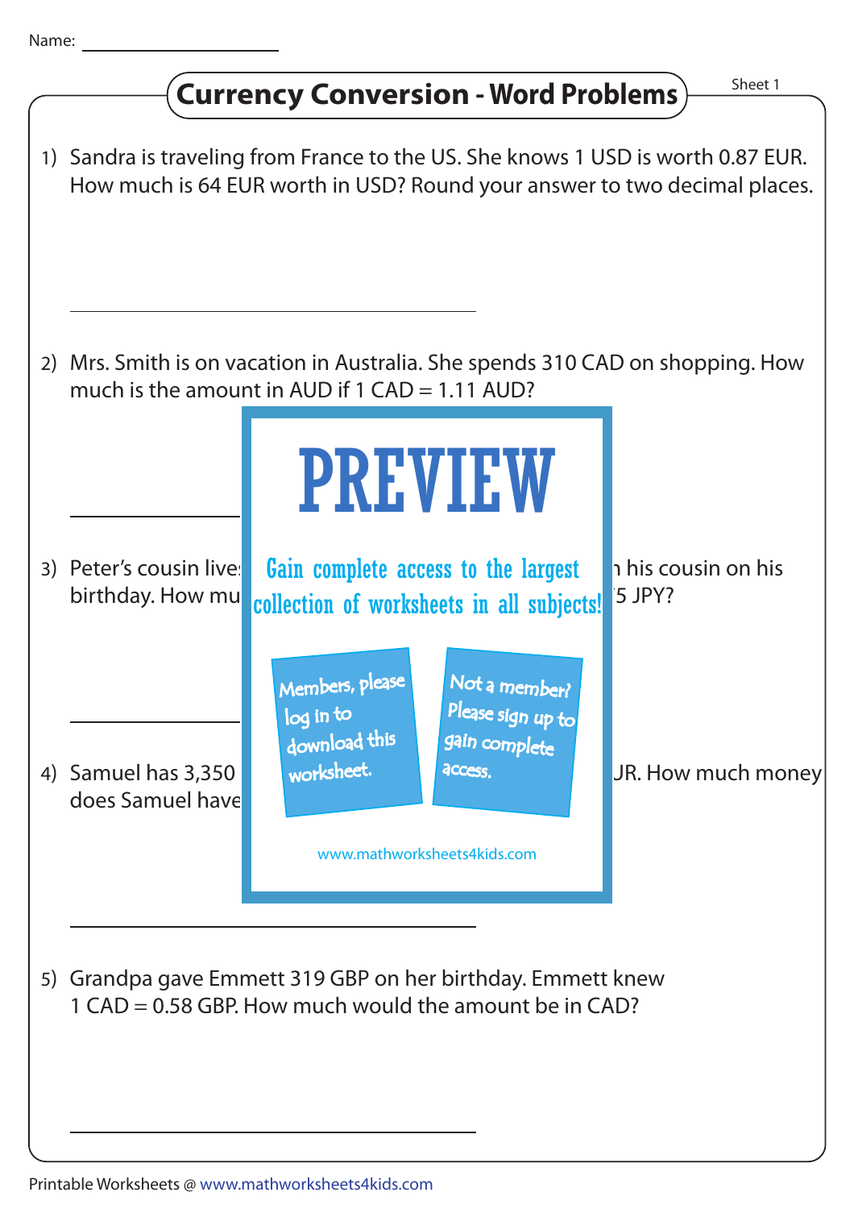Name: ____________________

# Currency Conversion - Word Problems

Sheet 1

1) Sandra is traveling from France to the US. She knows 1 USD is worth 0.87 EUR. How much is 64 EUR worth in USD? Round your answer to two decimal places.

______________________________

2) Mrs. Smith is on vacation in Australia. She spends 310 CAD on shopping. How much is the amount in AUD if 1 CAD = 1.11 AUD?

______________________________

3) Peter's cousin live... h his cousin on his birthday. How mu... 5 JPY?

______________________________

4) Samuel has 3,350 ... JR. How much money does Samuel have...

______________________________

5) Grandpa gave Emmett 319 GBP on her birthday. Emmett knew 1 CAD = 0.58 GBP. How much would the amount be in CAD?

______________________________

PREVIEW

Gain complete access to the largest collection of worksheets in all subjects!

Members, please log in to download this worksheet.

Not a member? Please sign up to gain complete access.

www.mathworksheets4kids.com

Printable Worksheets @ www.mathworksheets4kids.com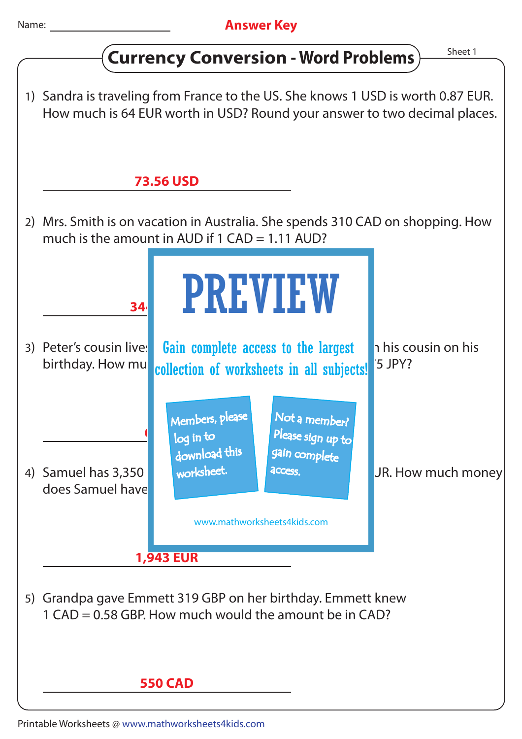Name: ______________________ **Answer Key**

# Currency Conversion - Word Problems

Sheet 1

1) Sandra is traveling from France to the US. She knows 1 USD is worth 0.87 EUR. How much is 64 EUR worth in USD? Round your answer to two decimal places.

**73.56 USD**

2) Mrs. Smith is on vacation in Australia. She spends 310 CAD on shopping. How much is the amount in AUD if 1 CAD = 1.11 AUD?

**34**

3) Peter's cousin live... his cousin on his birthday. How mu... 5 JPY?

4) Samuel has 3,350 ... JR. How much money does Samuel have

**1,943 EUR**

5) Grandpa gave Emmett 319 GBP on her birthday. Emmett knew 1 CAD = 0.58 GBP. How much would the amount be in CAD?

**550 CAD**

PREVIEW

Gain complete access to the largest collection of worksheets in all subjects!

Members, please log in to download this worksheet.

Not a member? Please sign up to gain complete access.

www.mathworksheets4kids.com

Printable Worksheets @ www.mathworksheets4kids.com